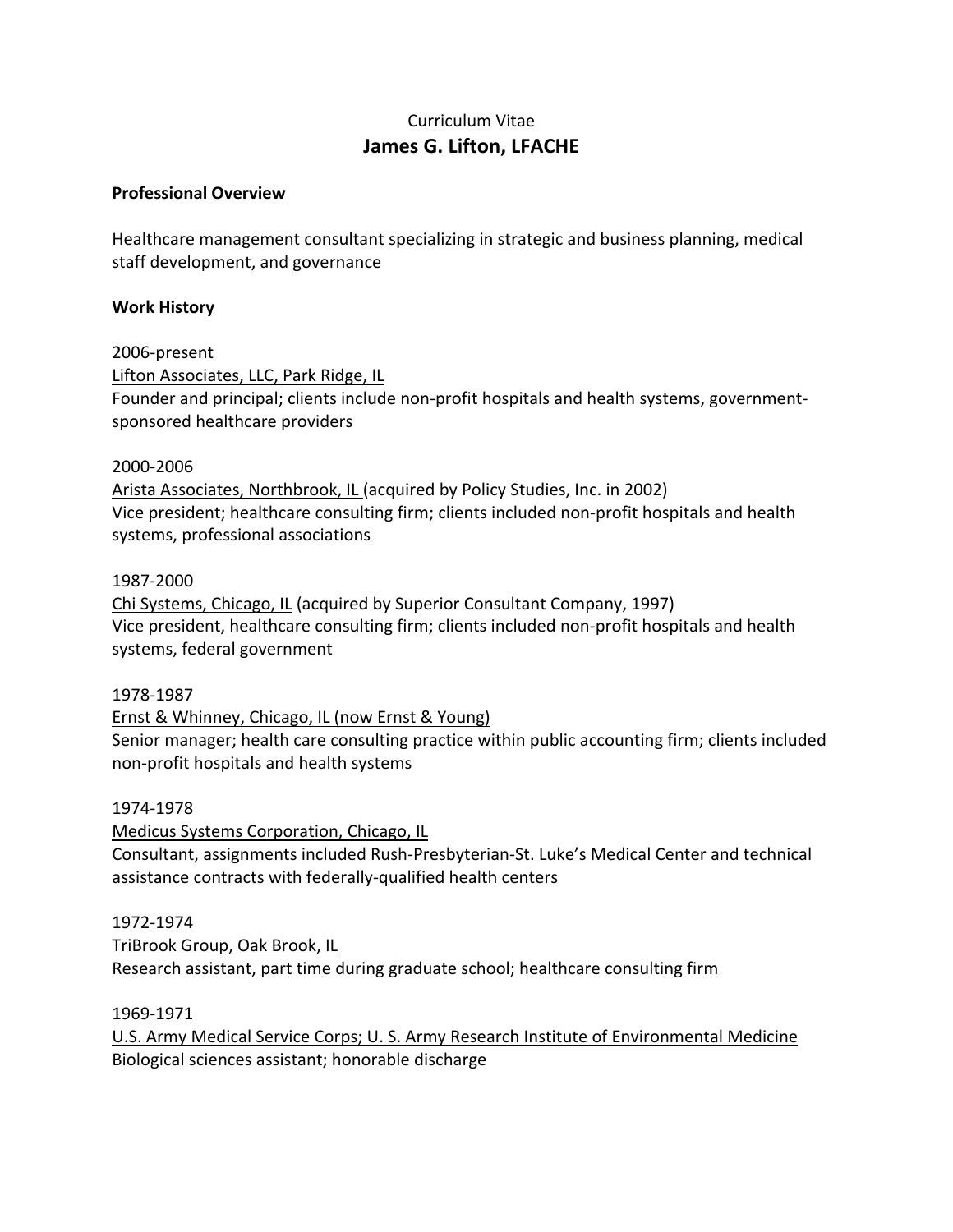Curriculum Vitae

# James G. Lifton, LFACHE

**Professional Overview**

Healthcare management consultant specializing in strategic and business planning, medical staff development, and governance

**Work History**

2006-present
Lifton Associates, LLC, Park Ridge, IL
Founder and principal; clients include non-profit hospitals and health systems, government-sponsored healthcare providers

2000-2006
Arista Associates, Northbrook, IL (acquired by Policy Studies, Inc. in 2002)
Vice president; healthcare consulting firm; clients included non-profit hospitals and health systems, professional associations

1987-2000
Chi Systems, Chicago, IL (acquired by Superior Consultant Company, 1997)
Vice president, healthcare consulting firm; clients included non-profit hospitals and health systems, federal government

1978-1987
Ernst & Whinney, Chicago, IL (now Ernst & Young)
Senior manager; health care consulting practice within public accounting firm; clients included non-profit hospitals and health systems

1974-1978
Medicus Systems Corporation, Chicago, IL
Consultant, assignments included Rush-Presbyterian-St. Luke's Medical Center and technical assistance contracts with federally-qualified health centers

1972-1974
TriBrook Group, Oak Brook, IL
Research assistant, part time during graduate school; healthcare consulting firm

1969-1971
U.S. Army Medical Service Corps; U. S. Army Research Institute of Environmental Medicine
Biological sciences assistant; honorable discharge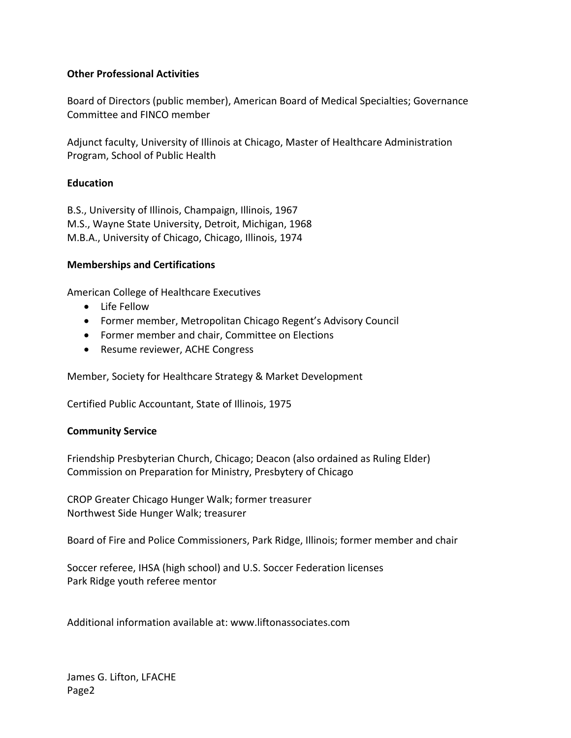## Other Professional Activities

Board of Directors (public member), American Board of Medical Specialties; Governance Committee and FINCO member

Adjunct faculty, University of Illinois at Chicago, Master of Healthcare Administration Program, School of Public Health

## Education

B.S., University of Illinois, Champaign, Illinois, 1967
M.S., Wayne State University, Detroit, Michigan, 1968
M.B.A., University of Chicago, Chicago, Illinois, 1974

## Memberships and Certifications

American College of Healthcare Executives

- Life Fellow
- Former member, Metropolitan Chicago Regent's Advisory Council
- Former member and chair, Committee on Elections
- Resume reviewer, ACHE Congress

Member, Society for Healthcare Strategy & Market Development

Certified Public Accountant, State of Illinois, 1975

## Community Service

Friendship Presbyterian Church, Chicago; Deacon (also ordained as Ruling Elder)
Commission on Preparation for Ministry, Presbytery of Chicago

CROP Greater Chicago Hunger Walk; former treasurer
Northwest Side Hunger Walk; treasurer

Board of Fire and Police Commissioners, Park Ridge, Illinois; former member and chair

Soccer referee, IHSA (high school) and U.S. Soccer Federation licenses
Park Ridge youth referee mentor

Additional information available at: www.liftonassociates.com